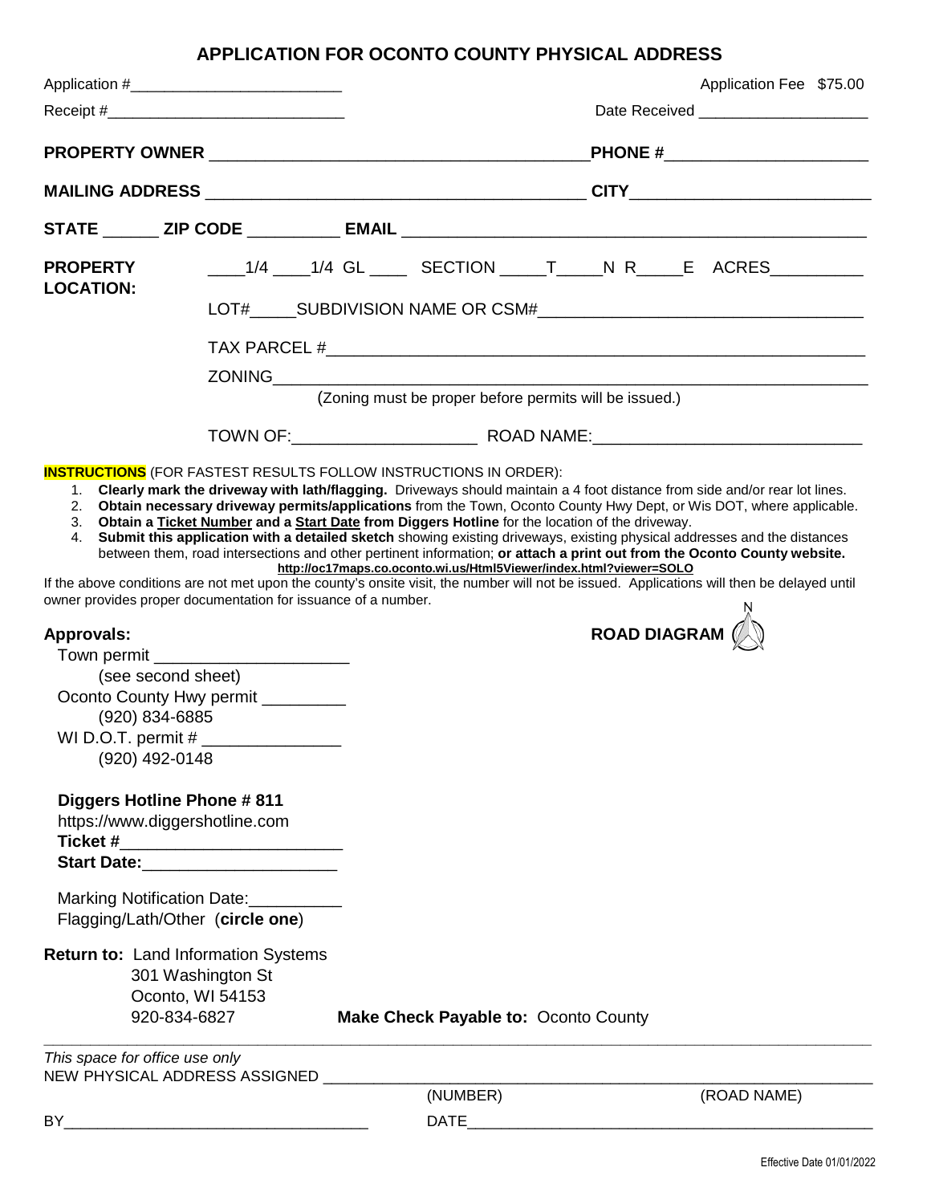# APPLICATION FOR OCONTO COUNTY PHYSICAL ADDRESS

Application #________________________ Application Fee $75.00

Receipt #___________________________ Date Received ___________________

**PROPERTY OWNER** _______________________________________**PHONE #**_____________________

**MAILING ADDRESS** ______________________________________ **CITY**________________________

**STATE** ______ **ZIP CODE** _________ **EMAIL** ________________________________________________

**PROPERTY LOCATION:** ____1/4 ____1/4 GL ____ SECTION _____T_____N R_____E ACRES__________

LOT#_____SUBDIVISION NAME OR CSM#___________________________________

TAX PARCEL #_________________________________________________________

ZONING______________________________________________________________

(Zoning must be proper before permits will be issued.)

TOWN OF:___________________ ROAD NAME:____________________________

**INSTRUCTIONS** (FOR FASTEST RESULTS FOLLOW INSTRUCTIONS IN ORDER):

1. **Clearly mark the driveway with lath/flagging.** Driveways should maintain a 4 foot distance from side and/or rear lot lines.
2. **Obtain necessary driveway permits/applications** from the Town, Oconto County Hwy Dept, or Wis DOT, where applicable.
3. **Obtain a Ticket Number and a Start Date from Diggers Hotline** for the location of the driveway.
4. **Submit this application with a detailed sketch** showing existing driveways, existing physical addresses and the distances between them, road intersections and other pertinent information; **or attach a print out from the Oconto County website. http://oc17maps.co.oconto.wi.us/Html5Viewer/index.html?viewer=SOLO**

If the above conditions are not met upon the county's onsite visit, the number will not be issued. Applications will then be delayed until owner provides proper documentation for issuance of a number.

**Approvals:**

Town permit ____________________
(see second sheet)

Oconto County Hwy permit _________
(920) 834-6885

WI D.O.T. permit # ______________
(920) 492-0148

**Diggers Hotline Phone # 811**
https://www.diggershotline.com
**Ticket #**_______________________
**Start Date:**____________________

Marking Notification Date:__________
Flagging/Lath/Other (**circle one**)

**ROAD DIAGRAM** N

**Return to:** Land Information Systems
301 Washington St
Oconto, WI 54153
920-834-6827

**Make Check Payable to:** Oconto County

---

*This space for office use only*

NEW PHYSICAL ADDRESS ASSIGNED ______________________________________________________
(NUMBER) (ROAD NAME)

BY__________________________________ DATE_______________________________________________

Effective Date 01/01/2022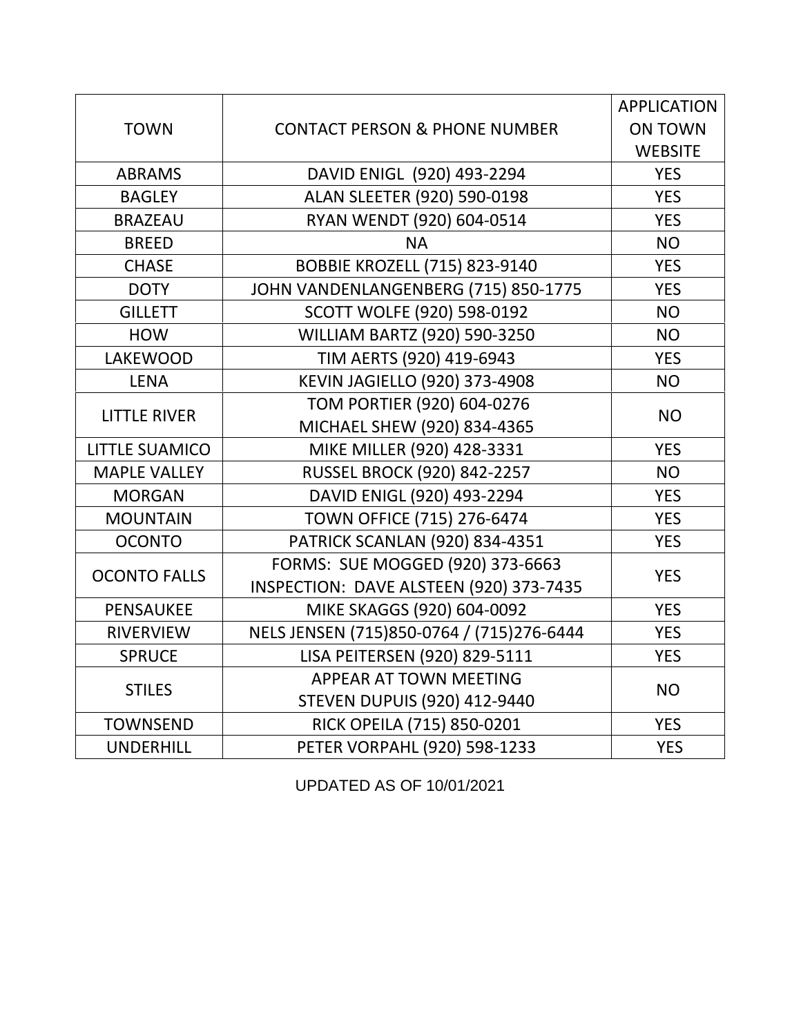| TOWN | CONTACT PERSON & PHONE NUMBER | APPLICATION ON TOWN WEBSITE |
|---|---|---|
| ABRAMS | DAVID ENIGL (920) 493-2294 | YES |
| BAGLEY | ALAN SLEETER (920) 590-0198 | YES |
| BRAZEAU | RYAN WENDT (920) 604-0514 | YES |
| BREED | NA | NO |
| CHASE | BOBBIE KROZELL (715) 823-9140 | YES |
| DOTY | JOHN VANDENLANGENBERG (715) 850-1775 | YES |
| GILLETT | SCOTT WOLFE (920) 598-0192 | NO |
| HOW | WILLIAM BARTZ (920) 590-3250 | NO |
| LAKEWOOD | TIM AERTS (920) 419-6943 | YES |
| LENA | KEVIN JAGIELLO (920) 373-4908 | NO |
| LITTLE RIVER | TOM PORTIER (920) 604-0276<br>MICHAEL SHEW (920) 834-4365 | NO |
| LITTLE SUAMICO | MIKE MILLER (920) 428-3331 | YES |
| MAPLE VALLEY | RUSSEL BROCK (920) 842-2257 | NO |
| MORGAN | DAVID ENIGL (920) 493-2294 | YES |
| MOUNTAIN | TOWN OFFICE (715) 276-6474 | YES |
| OCONTO | PATRICK SCANLAN (920) 834-4351 | YES |
| OCONTO FALLS | FORMS: SUE MOGGED (920) 373-6663<br>INSPECTION: DAVE ALSTEEN (920) 373-7435 | YES |
| PENSAUKEE | MIKE SKAGGS (920) 604-0092 | YES |
| RIVERVIEW | NELS JENSEN (715)850-0764 / (715)276-6444 | YES |
| SPRUCE | LISA PEITERSEN (920) 829-5111 | YES |
| STILES | APPEAR AT TOWN MEETING<br>STEVEN DUPUIS (920) 412-9440 | NO |
| TOWNSEND | RICK OPEILA (715) 850-0201 | YES |
| UNDERHILL | PETER VORPAHL (920) 598-1233 | YES |

UPDATED AS OF 10/01/2021